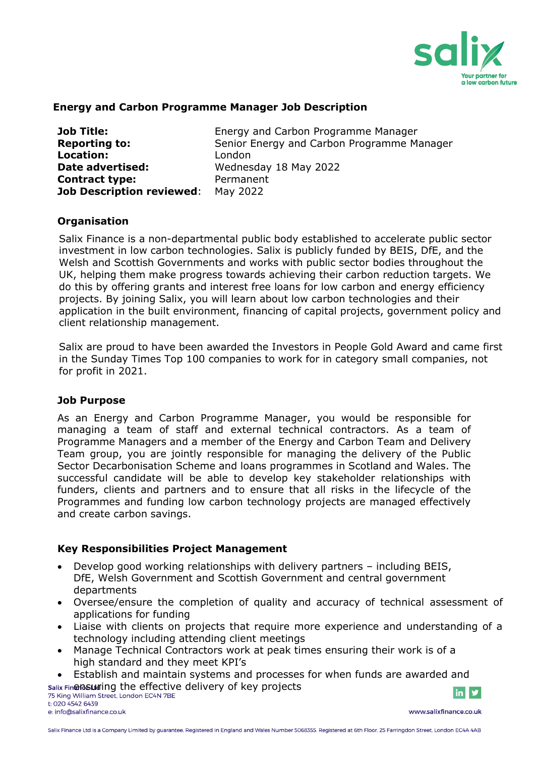## Energy and Carbon Programme Manager Job Description

| | |
|---|---|
| **Job Title:** | Energy and Carbon Programme Manager |
| **Reporting to:** | Senior Energy and Carbon Programme Manager |
| **Location:** | London |
| **Date advertised:** | Wednesday 18 May 2022 |
| **Contract type:** | Permanent |
| **Job Description reviewed**: | May 2022 |

### Organisation

Salix Finance is a non-departmental public body established to accelerate public sector investment in low carbon technologies. Salix is publicly funded by BEIS, DfE, and the Welsh and Scottish Governments and works with public sector bodies throughout the UK, helping them make progress towards achieving their carbon reduction targets. We do this by offering grants and interest free loans for low carbon and energy efficiency projects. By joining Salix, you will learn about low carbon technologies and their application in the built environment, financing of capital projects, government policy and client relationship management.

Salix are proud to have been awarded the Investors in People Gold Award and came first in the Sunday Times Top 100 companies to work for in category small companies, not for profit in 2021.

### Job Purpose

As an Energy and Carbon Programme Manager, you would be responsible for managing a team of staff and external technical contractors. As a team of Programme Managers and a member of the Energy and Carbon Team and Delivery Team group, you are jointly responsible for managing the delivery of the Public Sector Decarbonisation Scheme and loans programmes in Scotland and Wales. The successful candidate will be able to develop key stakeholder relationships with funders, clients and partners and to ensure that all risks in the lifecycle of the Programmes and funding low carbon technology projects are managed effectively and create carbon savings.

### Key Responsibilities Project Management

- Develop good working relationships with delivery partners – including BEIS, DfE, Welsh Government and Scottish Government and central government departments
- Oversee/ensure the completion of quality and accuracy of technical assessment of applications for funding
- Liaise with clients on projects that require more experience and understanding of a technology including attending client meetings
- Manage Technical Contractors work at peak times ensuring their work is of a high standard and they meet KPI's
- Establish and maintain systems and processes for when funds are awarded and ensuring the effective delivery of key projects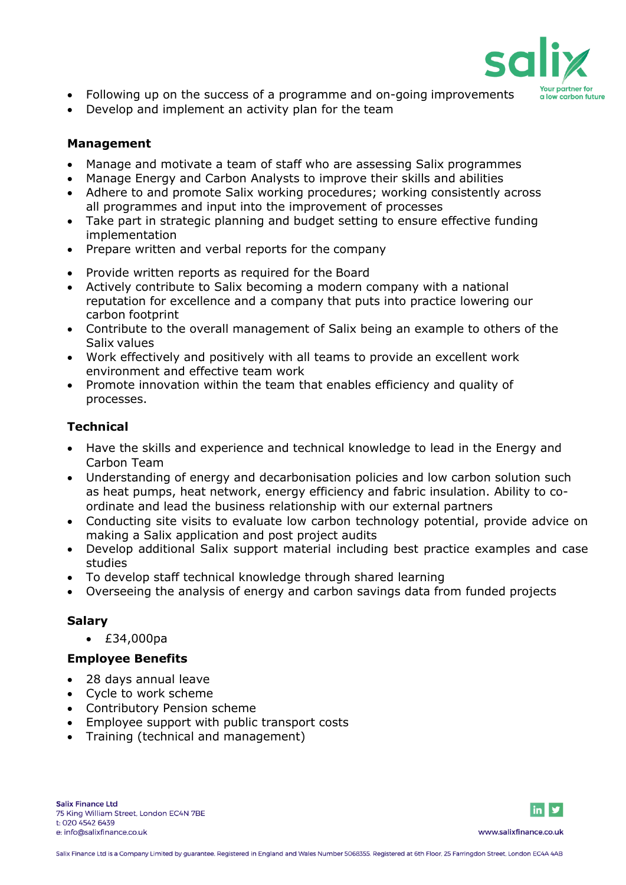- Following up on the success of a programme and on-going improvements
- Develop and implement an activity plan for the team

**Management**

- Manage and motivate a team of staff who are assessing Salix programmes
- Manage Energy and Carbon Analysts to improve their skills and abilities
- Adhere to and promote Salix working procedures; working consistently across all programmes and input into the improvement of processes
- Take part in strategic planning and budget setting to ensure effective funding implementation
- Prepare written and verbal reports for the company

- Provide written reports as required for the Board
- Actively contribute to Salix becoming a modern company with a national reputation for excellence and a company that puts into practice lowering our carbon footprint
- Contribute to the overall management of Salix being an example to others of the Salix values
- Work effectively and positively with all teams to provide an excellent work environment and effective team work
- Promote innovation within the team that enables efficiency and quality of processes.

**Technical**

- Have the skills and experience and technical knowledge to lead in the Energy and Carbon Team
- Understanding of energy and decarbonisation policies and low carbon solution such as heat pumps, heat network, energy efficiency and fabric insulation. Ability to co-ordinate and lead the business relationship with our external partners
- Conducting site visits to evaluate low carbon technology potential, provide advice on making a Salix application and post project audits
- Develop additional Salix support material including best practice examples and case studies
- To develop staff technical knowledge through shared learning
- Overseeing the analysis of energy and carbon savings data from funded projects

**Salary**

- £34,000pa

**Employee Benefits**

- 28 days annual leave
- Cycle to work scheme
- Contributory Pension scheme
- Employee support with public transport costs
- Training (technical and management)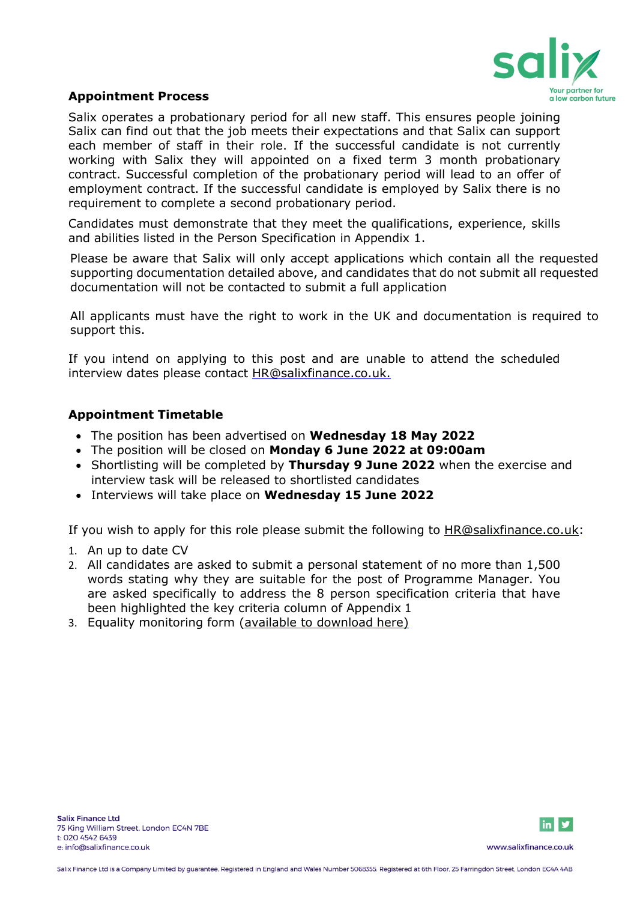## Appointment Process

Salix operates a probationary period for all new staff. This ensures people joining Salix can find out that the job meets their expectations and that Salix can support each member of staff in their role. If the successful candidate is not currently working with Salix they will appointed on a fixed term 3 month probationary contract. Successful completion of the probationary period will lead to an offer of employment contract. If the successful candidate is employed by Salix there is no requirement to complete a second probationary period.

Candidates must demonstrate that they meet the qualifications, experience, skills and abilities listed in the Person Specification in Appendix 1.

Please be aware that Salix will only accept applications which contain all the requested supporting documentation detailed above, and candidates that do not submit all requested documentation will not be contacted to submit a full application

All applicants must have the right to work in the UK and documentation is required to support this.

If you intend on applying to this post and are unable to attend the scheduled interview dates please contact HR@salixfinance.co.uk.

## Appointment Timetable

- The position has been advertised on **Wednesday 18 May 2022**
- The position will be closed on **Monday 6 June 2022 at 09:00am**
- Shortlisting will be completed by **Thursday 9 June 2022** when the exercise and interview task will be released to shortlisted candidates
- Interviews will take place on **Wednesday 15 June 2022**

If you wish to apply for this role please submit the following to HR@salixfinance.co.uk:

1. An up to date CV
2. All candidates are asked to submit a personal statement of no more than 1,500 words stating why they are suitable for the post of Programme Manager. You are asked specifically to address the 8 person specification criteria that have been highlighted the key criteria column of Appendix 1
3. Equality monitoring form (available to download here)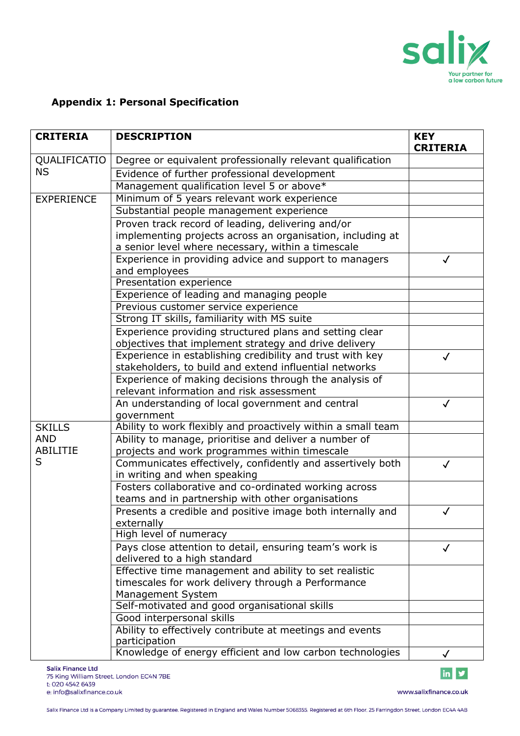## Appendix 1: Personal Specification

| CRITERIA | DESCRIPTION | KEY CRITERIA |
|---|---|---|
| QUALIFICATIONS | Degree or equivalent professionally relevant qualification | |
| | Evidence of further professional development | |
| | Management qualification level 5 or above* | |
| EXPERIENCE | Minimum of 5 years relevant work experience | |
| | Substantial people management experience | |
| | Proven track record of leading, delivering and/or implementing projects across an organisation, including at a senior level where necessary, within a timescale | |
| | Experience in providing advice and support to managers and employees | ✓ |
| | Presentation experience | |
| | Experience of leading and managing people | |
| | Previous customer service experience | |
| | Strong IT skills, familiarity with MS suite | |
| | Experience providing structured plans and setting clear objectives that implement strategy and drive delivery | |
| | Experience in establishing credibility and trust with key stakeholders, to build and extend influential networks | ✓ |
| | Experience of making decisions through the analysis of relevant information and risk assessment | |
| | An understanding of local government and central government | ✓ |
| SKILLS AND ABILITIES | Ability to work flexibly and proactively within a small team | |
| | Ability to manage, prioritise and deliver a number of projects and work programmes within timescale | |
| | Communicates effectively, confidently and assertively both in writing and when speaking | ✓ |
| | Fosters collaborative and co-ordinated working across teams and in partnership with other organisations | |
| | Presents a credible and positive image both internally and externally | ✓ |
| | High level of numeracy | |
| | Pays close attention to detail, ensuring team's work is delivered to a high standard | ✓ |
| | Effective time management and ability to set realistic timescales for work delivery through a Performance Management System | |
| | Self-motivated and good organisational skills | |
| | Good interpersonal skills | |
| | Ability to effectively contribute at meetings and events participation | |
| | Knowledge of energy efficient and low carbon technologies | ✓ |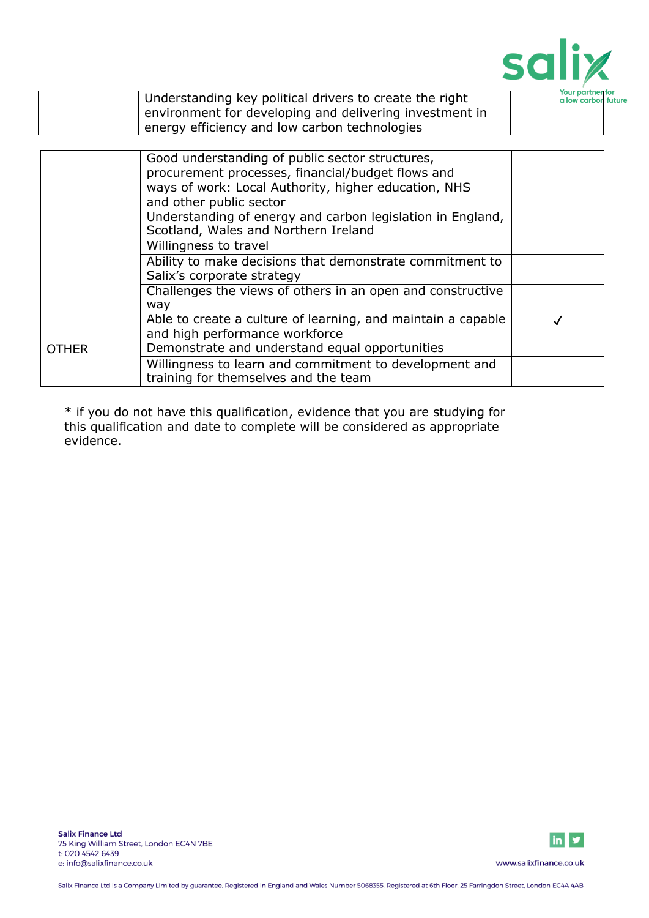| | | |
|---|---|---|
| | Understanding key political drivers to create the right environment for developing and delivering investment in energy efficiency and low carbon technologies | |
| | Good understanding of public sector structures, procurement processes, financial/budget flows and ways of work: Local Authority, higher education, NHS and other public sector | |
| | Understanding of energy and carbon legislation in England, Scotland, Wales and Northern Ireland | |
| | Willingness to travel | |
| | Ability to make decisions that demonstrate commitment to Salix's corporate strategy | |
| | Challenges the views of others in an open and constructive way | |
| | Able to create a culture of learning, and maintain a capable and high performance workforce | ✓ |
| OTHER | Demonstrate and understand equal opportunities | |
| | Willingness to learn and commitment to development and training for themselves and the team | |

* if you do not have this qualification, evidence that you are studying for this qualification and date to complete will be considered as appropriate evidence.

Salix Finance Ltd
75 King William Street, London EC4N 7BE
t: 020 4542 6439
e: info@salixfinance.co.uk

www.salixfinance.co.uk

Salix Finance Ltd is a Company Limited by guarantee. Registered in England and Wales Number 5068355. Registered at 6th Floor, 25 Farringdon Street, London EC4A 4AB